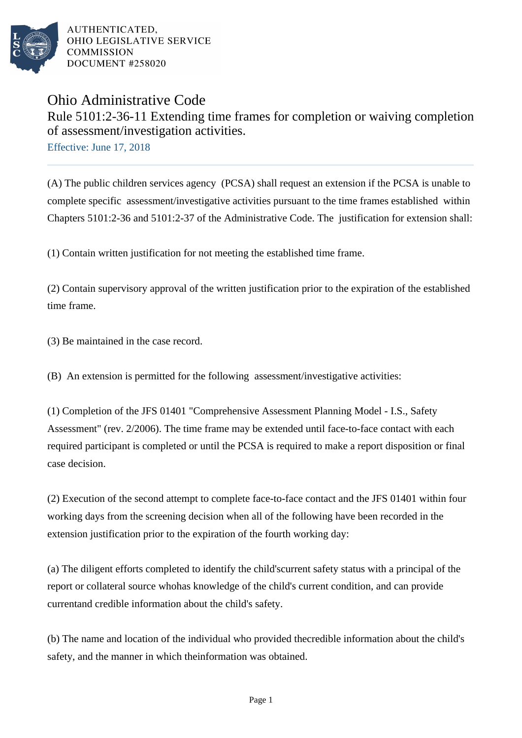AUTHENTICATED,
OHIO LEGISLATIVE SERVICE
COMMISSION
DOCUMENT #258020

# Ohio Administrative Code

## Rule 5101:2-36-11 Extending time frames for completion or waiving completion of assessment/investigation activities.

Effective: June 17, 2018

(A) The public children services agency (PCSA) shall request an extension if the PCSA is unable to complete specific assessment/investigative activities pursuant to the time frames established within Chapters 5101:2-36 and 5101:2-37 of the Administrative Code. The justification for extension shall:

(1) Contain written justification for not meeting the established time frame.

(2) Contain supervisory approval of the written justification prior to the expiration of the established time frame.

(3) Be maintained in the case record.

(B) An extension is permitted for the following assessment/investigative activities:

(1) Completion of the JFS 01401 "Comprehensive Assessment Planning Model - I.S., Safety Assessment" (rev. 2/2006). The time frame may be extended until face-to-face contact with each required participant is completed or until the PCSA is required to make a report disposition or final case decision.

(2) Execution of the second attempt to complete face-to-face contact and the JFS 01401 within four working days from the screening decision when all of the following have been recorded in the extension justification prior to the expiration of the fourth working day:

(a) The diligent efforts completed to identify the child'scurrent safety status with a principal of the report or collateral source whohas knowledge of the child's current condition, and can provide currentand credible information about the child's safety.

(b) The name and location of the individual who provided thecredible information about the child's safety, and the manner in which theinformation was obtained.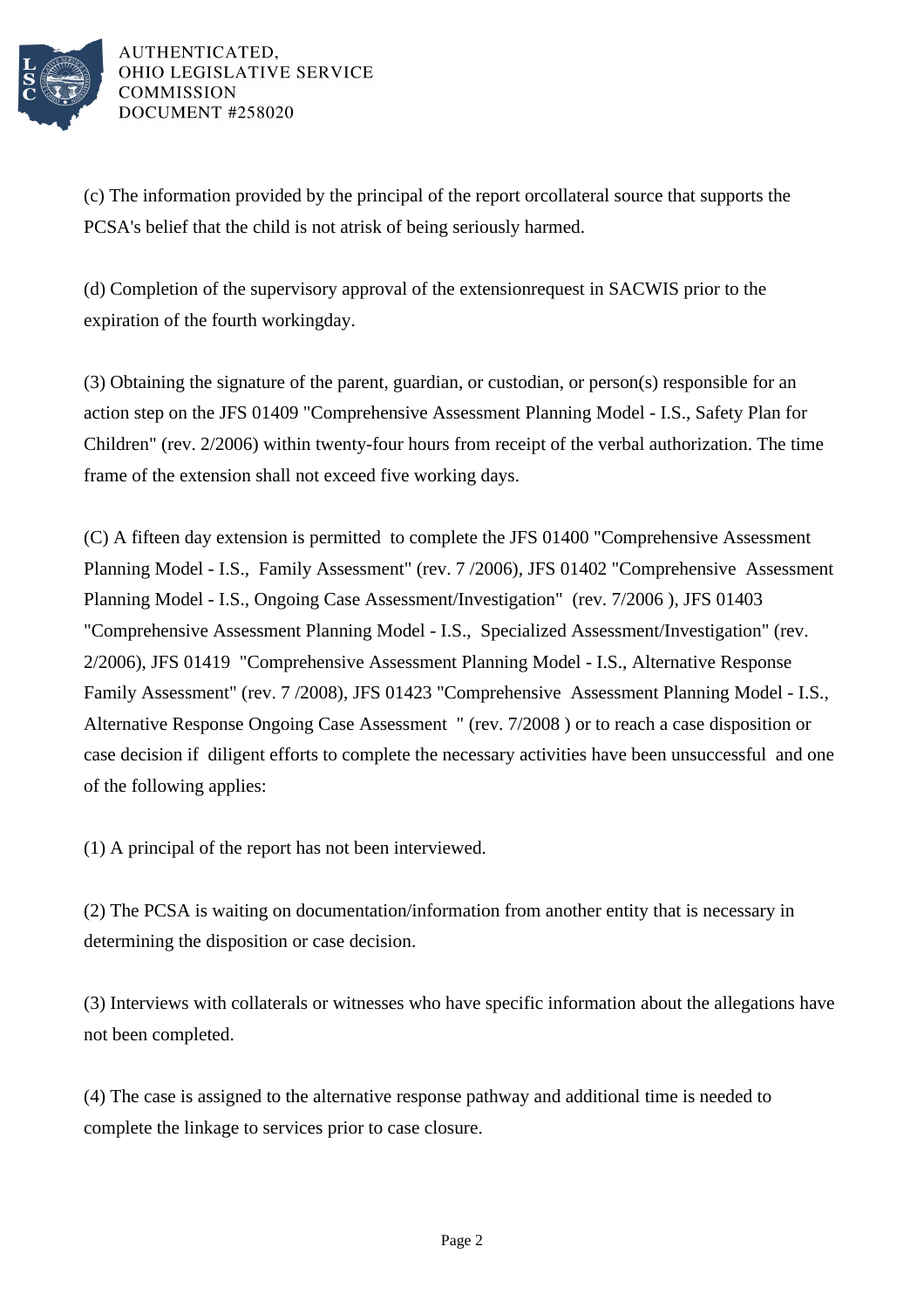(c) The information provided by the principal of the report orcollateral source that supports the PCSA's belief that the child is not atrisk of being seriously harmed.

(d) Completion of the supervisory approval of the extensionrequest in SACWIS prior to the expiration of the fourth workingday.

(3) Obtaining the signature of the parent, guardian, or custodian, or person(s) responsible for an action step on the JFS 01409 "Comprehensive Assessment Planning Model - I.S., Safety Plan for Children" (rev. 2/2006) within twenty-four hours from receipt of the verbal authorization. The time frame of the extension shall not exceed five working days.

(C) A fifteen day extension is permitted to complete the JFS 01400 "Comprehensive Assessment Planning Model - I.S., Family Assessment" (rev. 7 /2006), JFS 01402 "Comprehensive Assessment Planning Model - I.S., Ongoing Case Assessment/Investigation" (rev. 7/2006 ), JFS 01403 "Comprehensive Assessment Planning Model - I.S., Specialized Assessment/Investigation" (rev. 2/2006), JFS 01419 "Comprehensive Assessment Planning Model - I.S., Alternative Response Family Assessment" (rev. 7 /2008), JFS 01423 "Comprehensive Assessment Planning Model - I.S., Alternative Response Ongoing Case Assessment " (rev. 7/2008 ) or to reach a case disposition or case decision if diligent efforts to complete the necessary activities have been unsuccessful and one of the following applies:

(1) A principal of the report has not been interviewed.

(2) The PCSA is waiting on documentation/information from another entity that is necessary in determining the disposition or case decision.

(3) Interviews with collaterals or witnesses who have specific information about the allegations have not been completed.

(4) The case is assigned to the alternative response pathway and additional time is needed to complete the linkage to services prior to case closure.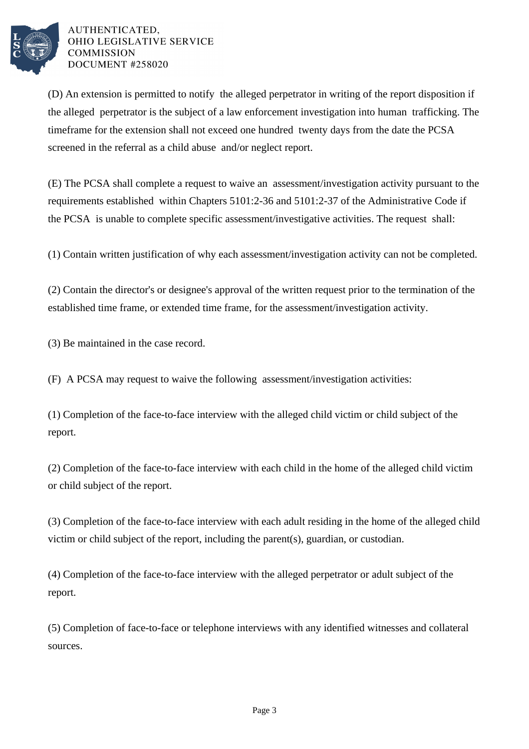(D) An extension is permitted to notify the alleged perpetrator in writing of the report disposition if the alleged perpetrator is the subject of a law enforcement investigation into human trafficking. The timeframe for the extension shall not exceed one hundred twenty days from the date the PCSA screened in the referral as a child abuse and/or neglect report.

(E) The PCSA shall complete a request to waive an assessment/investigation activity pursuant to the requirements established within Chapters 5101:2-36 and 5101:2-37 of the Administrative Code if the PCSA is unable to complete specific assessment/investigative activities. The request shall:

(1) Contain written justification of why each assessment/investigation activity can not be completed.

(2) Contain the director's or designee's approval of the written request prior to the termination of the established time frame, or extended time frame, for the assessment/investigation activity.

(3) Be maintained in the case record.

(F) A PCSA may request to waive the following assessment/investigation activities:

(1) Completion of the face-to-face interview with the alleged child victim or child subject of the report.

(2) Completion of the face-to-face interview with each child in the home of the alleged child victim or child subject of the report.

(3) Completion of the face-to-face interview with each adult residing in the home of the alleged child victim or child subject of the report, including the parent(s), guardian, or custodian.

(4) Completion of the face-to-face interview with the alleged perpetrator or adult subject of the report.

(5) Completion of face-to-face or telephone interviews with any identified witnesses and collateral sources.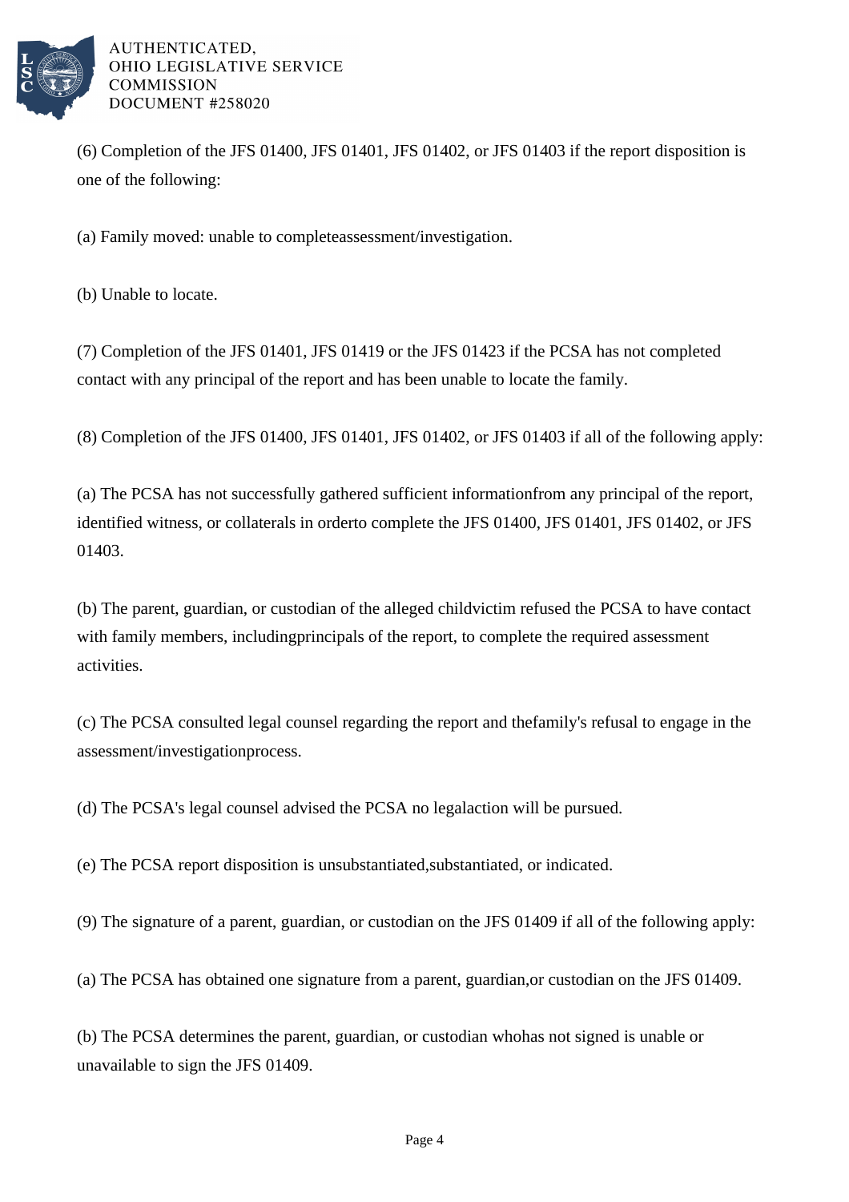(6) Completion of the JFS 01400, JFS 01401, JFS 01402, or JFS 01403 if the report disposition is one of the following:

(a) Family moved: unable to completeassessment/investigation.

(b) Unable to locate.

(7) Completion of the JFS 01401, JFS 01419 or the JFS 01423 if the PCSA has not completed contact with any principal of the report and has been unable to locate the family.

(8) Completion of the JFS 01400, JFS 01401, JFS 01402, or JFS 01403 if all of the following apply:

(a) The PCSA has not successfully gathered sufficient informationfrom any principal of the report, identified witness, or collaterals in orderto complete the JFS 01400, JFS 01401, JFS 01402, or JFS 01403.

(b) The parent, guardian, or custodian of the alleged childvictim refused the PCSA to have contact with family members, includingprincipals of the report, to complete the required assessment activities.

(c) The PCSA consulted legal counsel regarding the report and thefamily's refusal to engage in the assessment/investigationprocess.

(d) The PCSA's legal counsel advised the PCSA no legalaction will be pursued.

(e) The PCSA report disposition is unsubstantiated,substantiated, or indicated.

(9) The signature of a parent, guardian, or custodian on the JFS 01409 if all of the following apply:

(a) The PCSA has obtained one signature from a parent, guardian,or custodian on the JFS 01409.

(b) The PCSA determines the parent, guardian, or custodian whohas not signed is unable or unavailable to sign the JFS 01409.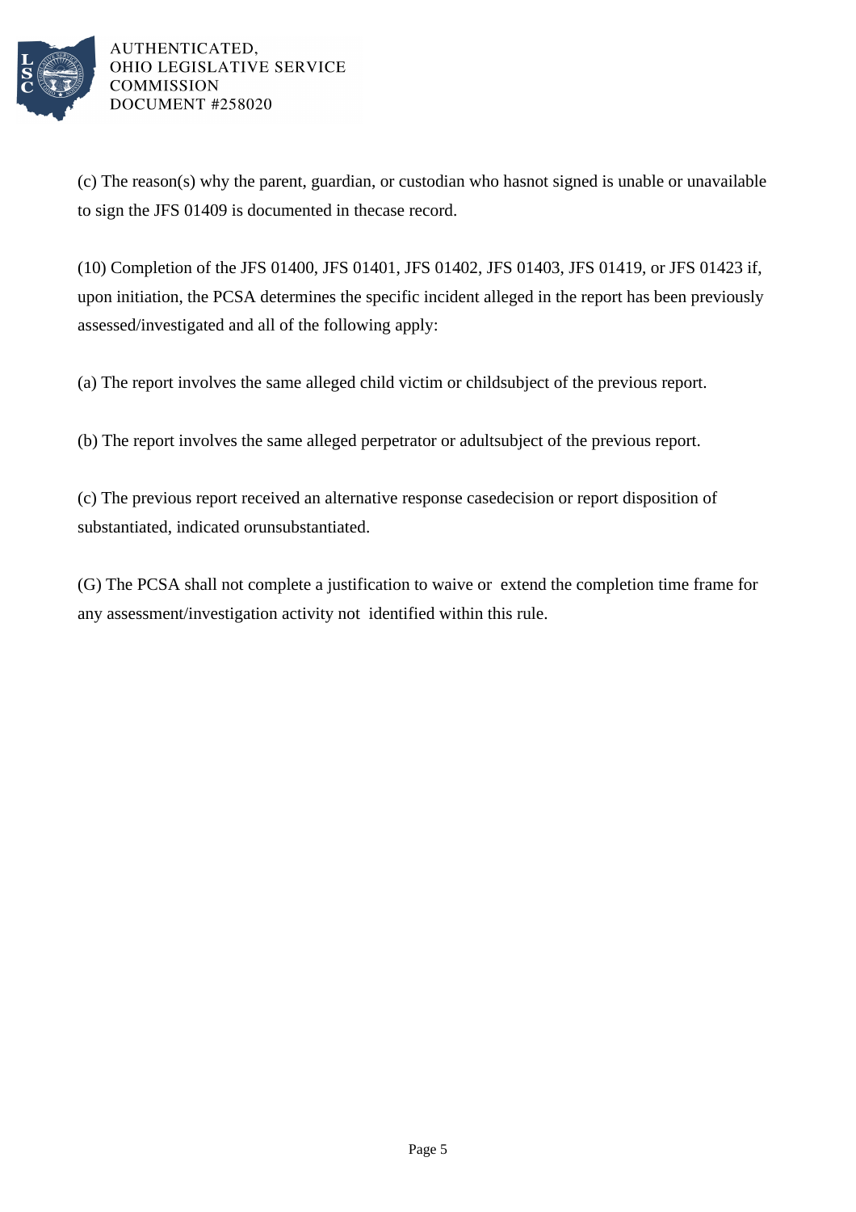(c) The reason(s) why the parent, guardian, or custodian who hasnot signed is unable or unavailable to sign the JFS 01409 is documented in thecase record.

(10) Completion of the JFS 01400, JFS 01401, JFS 01402, JFS 01403, JFS 01419, or JFS 01423 if, upon initiation, the PCSA determines the specific incident alleged in the report has been previously assessed/investigated and all of the following apply:

(a) The report involves the same alleged child victim or childsubject of the previous report.

(b) The report involves the same alleged perpetrator or adultsubject of the previous report.

(c) The previous report received an alternative response casedecision or report disposition of substantiated, indicated orunsubstantiated.

(G) The PCSA shall not complete a justification to waive or extend the completion time frame for any assessment/investigation activity not identified within this rule.